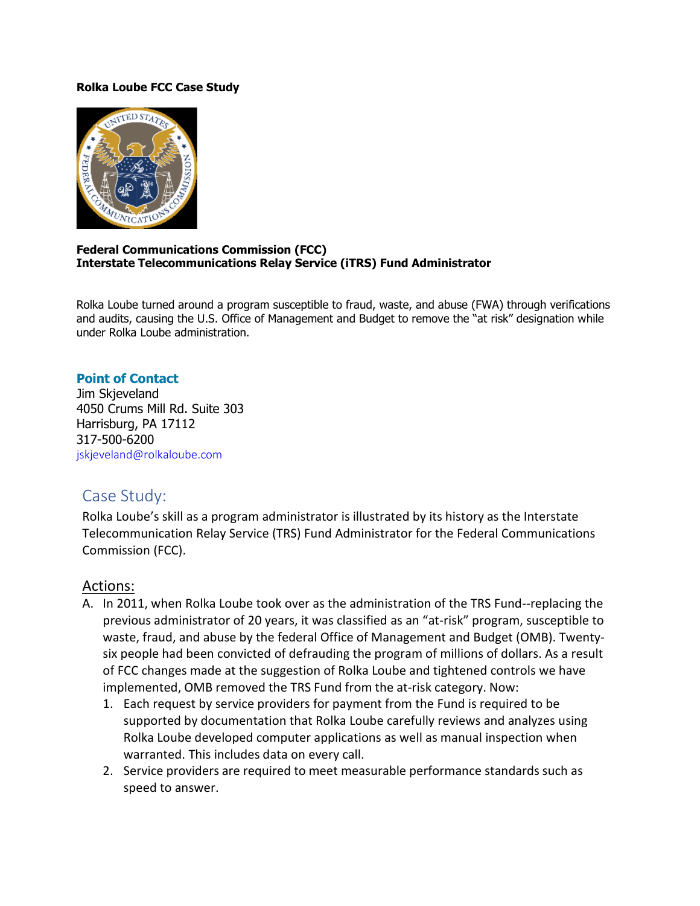**Rolka Loube FCC Case Study**

**Federal Communications Commission (FCC)**
**Interstate Telecommunications Relay Service (iTRS) Fund Administrator**

Rolka Loube turned around a program susceptible to fraud, waste, and abuse (FWA) through verifications and audits, causing the U.S. Office of Management and Budget to remove the "at risk" designation while under Rolka Loube administration.

## Point of Contact

Jim Skjeveland
4050 Crums Mill Rd. Suite 303
Harrisburg, PA 17112
317-500-6200
jskjeveland@rolkaloube.com

## Case Study:

Rolka Loube's skill as a program administrator is illustrated by its history as the Interstate Telecommunication Relay Service (TRS) Fund Administrator for the Federal Communications Commission (FCC).

### Actions:

A. In 2011, when Rolka Loube took over as the administration of the TRS Fund--replacing the previous administrator of 20 years, it was classified as an "at-risk" program, susceptible to waste, fraud, and abuse by the federal Office of Management and Budget (OMB). Twenty-six people had been convicted of defrauding the program of millions of dollars. As a result of FCC changes made at the suggestion of Rolka Loube and tightened controls we have implemented, OMB removed the TRS Fund from the at-risk category. Now:
   1. Each request by service providers for payment from the Fund is required to be supported by documentation that Rolka Loube carefully reviews and analyzes using Rolka Loube developed computer applications as well as manual inspection when warranted. This includes data on every call.
   2. Service providers are required to meet measurable performance standards such as speed to answer.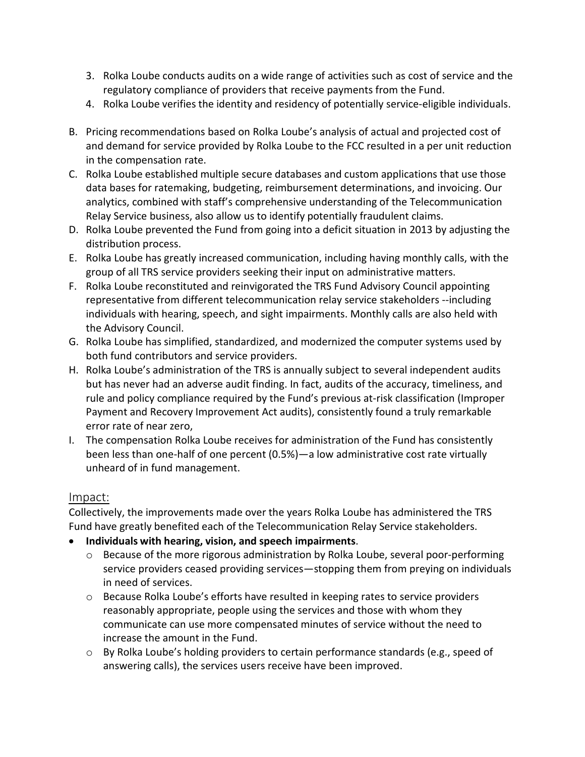3. Rolka Loube conducts audits on a wide range of activities such as cost of service and the regulatory compliance of providers that receive payments from the Fund.
4. Rolka Loube verifies the identity and residency of potentially service-eligible individuals.

B. Pricing recommendations based on Rolka Loube's analysis of actual and projected cost of and demand for service provided by Rolka Loube to the FCC resulted in a per unit reduction in the compensation rate.

C. Rolka Loube established multiple secure databases and custom applications that use those data bases for ratemaking, budgeting, reimbursement determinations, and invoicing. Our analytics, combined with staff's comprehensive understanding of the Telecommunication Relay Service business, also allow us to identify potentially fraudulent claims.

D. Rolka Loube prevented the Fund from going into a deficit situation in 2013 by adjusting the distribution process.

E. Rolka Loube has greatly increased communication, including having monthly calls, with the group of all TRS service providers seeking their input on administrative matters.

F. Rolka Loube reconstituted and reinvigorated the TRS Fund Advisory Council appointing representative from different telecommunication relay service stakeholders --including individuals with hearing, speech, and sight impairments. Monthly calls are also held with the Advisory Council.

G. Rolka Loube has simplified, standardized, and modernized the computer systems used by both fund contributors and service providers.

H. Rolka Loube's administration of the TRS is annually subject to several independent audits but has never had an adverse audit finding. In fact, audits of the accuracy, timeliness, and rule and policy compliance required by the Fund's previous at-risk classification (Improper Payment and Recovery Improvement Act audits), consistently found a truly remarkable error rate of near zero,

I. The compensation Rolka Loube receives for administration of the Fund has consistently been less than one-half of one percent (0.5%)—a low administrative cost rate virtually unheard of in fund management.

## Impact:

Collectively, the improvements made over the years Rolka Loube has administered the TRS Fund have greatly benefited each of the Telecommunication Relay Service stakeholders.

- **Individuals with hearing, vision, and speech impairments**.
  - Because of the more rigorous administration by Rolka Loube, several poor-performing service providers ceased providing services—stopping them from preying on individuals in need of services.
  - Because Rolka Loube's efforts have resulted in keeping rates to service providers reasonably appropriate, people using the services and those with whom they communicate can use more compensated minutes of service without the need to increase the amount in the Fund.
  - By Rolka Loube's holding providers to certain performance standards (e.g., speed of answering calls), the services users receive have been improved.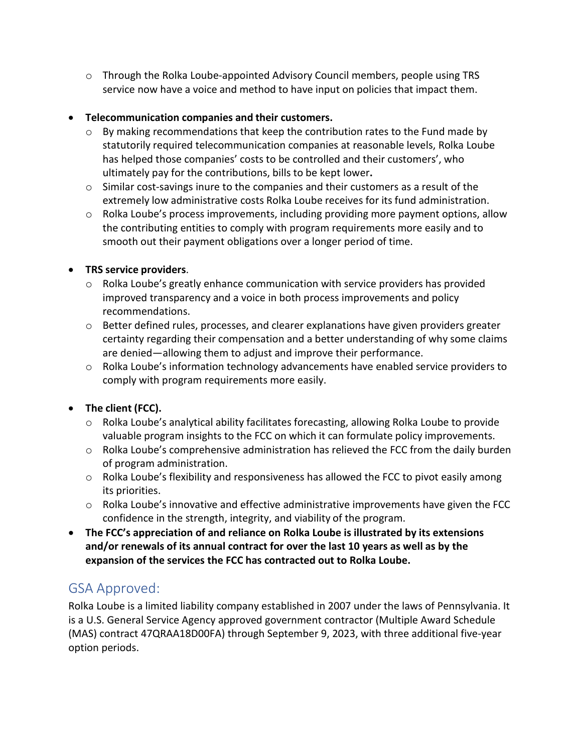- Through the Rolka Loube-appointed Advisory Council members, people using TRS service now have a voice and method to have input on policies that impact them.

- **Telecommunication companies and their customers.**
  - By making recommendations that keep the contribution rates to the Fund made by statutorily required telecommunication companies at reasonable levels, Rolka Loube has helped those companies' costs to be controlled and their customers', who ultimately pay for the contributions, bills to be kept lower**.**
  - Similar cost-savings inure to the companies and their customers as a result of the extremely low administrative costs Rolka Loube receives for its fund administration.
  - Rolka Loube's process improvements, including providing more payment options, allow the contributing entities to comply with program requirements more easily and to smooth out their payment obligations over a longer period of time.

- **TRS service providers**.
  - Rolka Loube's greatly enhance communication with service providers has provided improved transparency and a voice in both process improvements and policy recommendations.
  - Better defined rules, processes, and clearer explanations have given providers greater certainty regarding their compensation and a better understanding of why some claims are denied—allowing them to adjust and improve their performance.
  - Rolka Loube's information technology advancements have enabled service providers to comply with program requirements more easily.

- **The client (FCC).**
  - Rolka Loube's analytical ability facilitates forecasting, allowing Rolka Loube to provide valuable program insights to the FCC on which it can formulate policy improvements.
  - Rolka Loube's comprehensive administration has relieved the FCC from the daily burden of program administration.
  - Rolka Loube's flexibility and responsiveness has allowed the FCC to pivot easily among its priorities.
  - Rolka Loube's innovative and effective administrative improvements have given the FCC confidence in the strength, integrity, and viability of the program.
- **The FCC's appreciation of and reliance on Rolka Loube is illustrated by its extensions and/or renewals of its annual contract for over the last 10 years as well as by the expansion of the services the FCC has contracted out to Rolka Loube.**

## GSA Approved:

Rolka Loube is a limited liability company established in 2007 under the laws of Pennsylvania. It is a U.S. General Service Agency approved government contractor (Multiple Award Schedule (MAS) contract 47QRAA18D00FA) through September 9, 2023, with three additional five-year option periods.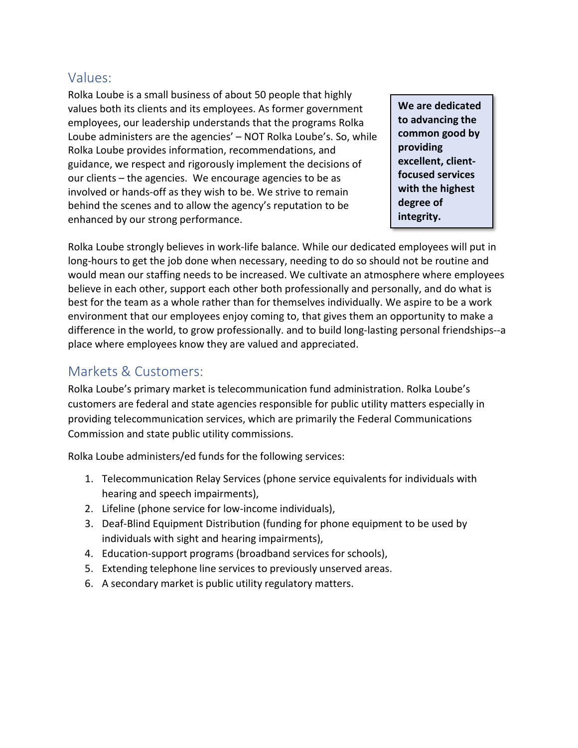## Values:

Rolka Loube is a small business of about 50 people that highly values both its clients and its employees. As former government employees, our leadership understands that the programs Rolka Loube administers are the agencies' – NOT Rolka Loube's. So, while Rolka Loube provides information, recommendations, and guidance, we respect and rigorously implement the decisions of our clients – the agencies. We encourage agencies to be as involved or hands-off as they wish to be. We strive to remain behind the scenes and to allow the agency's reputation to be enhanced by our strong performance.

**We are dedicated to advancing the common good by providing excellent, client-focused services with the highest degree of integrity.**

Rolka Loube strongly believes in work-life balance. While our dedicated employees will put in long-hours to get the job done when necessary, needing to do so should not be routine and would mean our staffing needs to be increased. We cultivate an atmosphere where employees believe in each other, support each other both professionally and personally, and do what is best for the team as a whole rather than for themselves individually. We aspire to be a work environment that our employees enjoy coming to, that gives them an opportunity to make a difference in the world, to grow professionally. and to build long-lasting personal friendships--a place where employees know they are valued and appreciated.

## Markets & Customers:

Rolka Loube's primary market is telecommunication fund administration. Rolka Loube's customers are federal and state agencies responsible for public utility matters especially in providing telecommunication services, which are primarily the Federal Communications Commission and state public utility commissions.

Rolka Loube administers/ed funds for the following services:

1. Telecommunication Relay Services (phone service equivalents for individuals with hearing and speech impairments),
2. Lifeline (phone service for low-income individuals),
3. Deaf-Blind Equipment Distribution (funding for phone equipment to be used by individuals with sight and hearing impairments),
4. Education-support programs (broadband services for schools),
5. Extending telephone line services to previously unserved areas.
6. A secondary market is public utility regulatory matters.